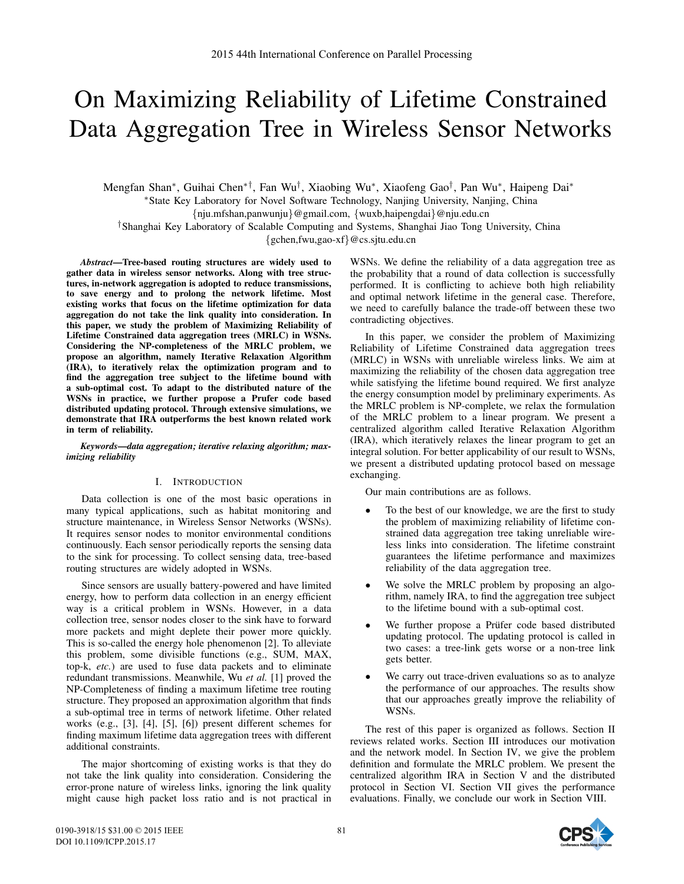# On Maximizing Reliability of Lifetime Constrained Data Aggregation Tree in Wireless Sensor Networks

Mengfan Shan[*], Guihai Chen[*†], Fan Wu[†], Xiaobing Wu[*], Xiaofeng Gao[†], Pan Wu[*], Haipeng Dai[*]

[*]State Key Laboratory for Novel Software Technology, Nanjing University, Nanjing, China

{nju.mfshan,panwunju}@gmail.com, {wuxb,haipengdai}@nju.edu.cn

[†]Shanghai Key Laboratory of Scalable Computing and Systems, Shanghai Jiao Tong University, China

{gchen,fwu,gao-xf}@cs.sjtu.edu.cn

***Abstract*—Tree-based routing structures are widely used to gather data in wireless sensor networks. Along with tree structures, in-network aggregation is adopted to reduce transmissions, to save energy and to prolong the network lifetime. Most existing works that focus on the lifetime optimization for data aggregation do not take the link quality into consideration. In this paper, we study the problem of Maximizing Reliability of Lifetime Constrained data aggregation trees (MRLC) in WSNs. Considering the NP-completeness of the MRLC problem, we propose an algorithm, namely Iterative Relaxation Algorithm (IRA), to iteratively relax the optimization program and to find the aggregation tree subject to the lifetime bound with a sub-optimal cost. To adapt to the distributed nature of the WSNs in practice, we further propose a Prufer code based distributed updating protocol. Through extensive simulations, we demonstrate that IRA outperforms the best known related work in term of reliability.**

***Keywords*—data aggregation; iterative relaxing algorithm; maximizing reliability**

## I. Introduction

Data collection is one of the most basic operations in many typical applications, such as habitat monitoring and structure maintenance, in Wireless Sensor Networks (WSNs). It requires sensor nodes to monitor environmental conditions continuously. Each sensor periodically reports the sensing data to the sink for processing. To collect sensing data, tree-based routing structures are widely adopted in WSNs.

Since sensors are usually battery-powered and have limited energy, how to perform data collection in an energy efficient way is a critical problem in WSNs. However, in a data collection tree, sensor nodes closer to the sink have to forward more packets and might deplete their power more quickly. This is so-called the energy hole phenomenon [2]. To alleviate this problem, some divisible functions (e.g., SUM, MAX, top-k, *etc.*) are used to fuse data packets and to eliminate redundant transmissions. Meanwhile, Wu *et al.* [1] proved the NP-Completeness of finding a maximum lifetime tree routing structure. They proposed an approximation algorithm that finds a sub-optimal tree in terms of network lifetime. Other related works (e.g., [3], [4], [5], [6]) present different schemes for finding maximum lifetime data aggregation trees with different additional constraints.

The major shortcoming of existing works is that they do not take the link quality into consideration. Considering the error-prone nature of wireless links, ignoring the link quality might cause high packet loss ratio and is not practical in WSNs. We define the reliability of a data aggregation tree as the probability that a round of data collection is successfully performed. It is conflicting to achieve both high reliability and optimal network lifetime in the general case. Therefore, we need to carefully balance the trade-off between these two contradicting objectives.

In this paper, we consider the problem of Maximizing Reliability of Lifetime Constrained data aggregation trees (MRLC) in WSNs with unreliable wireless links. We aim at maximizing the reliability of the chosen data aggregation tree while satisfying the lifetime bound required. We first analyze the energy consumption model by preliminary experiments. As the MRLC problem is NP-complete, we relax the formulation of the MRLC problem to a linear program. We present a centralized algorithm called Iterative Relaxation Algorithm (IRA), which iteratively relaxes the linear program to get an integral solution. For better applicability of our result to WSNs, we present a distributed updating protocol based on message exchanging.

Our main contributions are as follows.

- To the best of our knowledge, we are the first to study the problem of maximizing reliability of lifetime constrained data aggregation tree taking unreliable wireless links into consideration. The lifetime constraint guarantees the lifetime performance and maximizes reliability of the data aggregation tree.
- We solve the MRLC problem by proposing an algorithm, namely IRA, to find the aggregation tree subject to the lifetime bound with a sub-optimal cost.
- We further propose a Prüfer code based distributed updating protocol. The updating protocol is called in two cases: a tree-link gets worse or a non-tree link gets better.
- We carry out trace-driven evaluations so as to analyze the performance of our approaches. The results show that our approaches greatly improve the reliability of WSNs.

The rest of this paper is organized as follows. Section II reviews related works. Section III introduces our motivation and the network model. In Section IV, we give the problem definition and formulate the MRLC problem. We present the centralized algorithm IRA in Section V and the distributed protocol in Section VI. Section VII gives the performance evaluations. Finally, we conclude our work in Section VIII.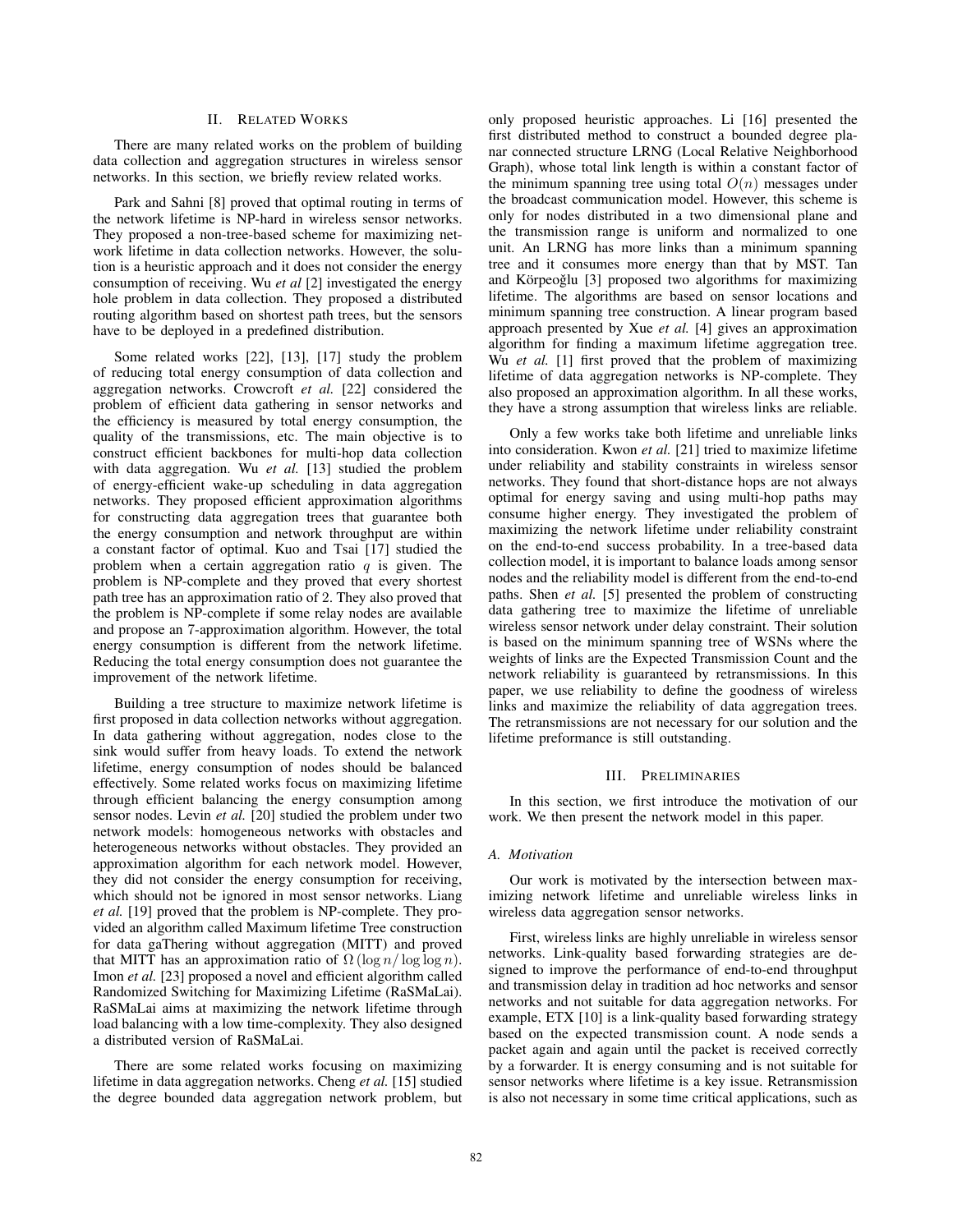## II. Related Works

There are many related works on the problem of building data collection and aggregation structures in wireless sensor networks. In this section, we briefly review related works.

Park and Sahni [8] proved that optimal routing in terms of the network lifetime is NP-hard in wireless sensor networks. They proposed a non-tree-based scheme for maximizing network lifetime in data collection networks. However, the solution is a heuristic approach and it does not consider the energy consumption of receiving. Wu *et al* [2] investigated the energy hole problem in data collection. They proposed a distributed routing algorithm based on shortest path trees, but the sensors have to be deployed in a predefined distribution.

Some related works [22], [13], [17] study the problem of reducing total energy consumption of data collection and aggregation networks. Crowcroft *et al.* [22] considered the problem of efficient data gathering in sensor networks and the efficiency is measured by total energy consumption, the quality of the transmissions, etc. The main objective is to construct efficient backbones for multi-hop data collection with data aggregation. Wu *et al.* [13] studied the problem of energy-efficient wake-up scheduling in data aggregation networks. They proposed efficient approximation algorithms for constructing data aggregation trees that guarantee both the energy consumption and network throughput are within a constant factor of optimal. Kuo and Tsai [17] studied the problem when a certain aggregation ratio $q$ is given. The problem is NP-complete and they proved that every shortest path tree has an approximation ratio of 2. They also proved that the problem is NP-complete if some relay nodes are available and propose an 7-approximation algorithm. However, the total energy consumption is different from the network lifetime. Reducing the total energy consumption does not guarantee the improvement of the network lifetime.

Building a tree structure to maximize network lifetime is first proposed in data collection networks without aggregation. In data gathering without aggregation, nodes close to the sink would suffer from heavy loads. To extend the network lifetime, energy consumption of nodes should be balanced effectively. Some related works focus on maximizing lifetime through efficient balancing the energy consumption among sensor nodes. Levin *et al.* [20] studied the problem under two network models: homogeneous networks with obstacles and heterogeneous networks without obstacles. They provided an approximation algorithm for each network model. However, they did not consider the energy consumption for receiving, which should not be ignored in most sensor networks. Liang *et al.* [19] proved that the problem is NP-complete. They provided an algorithm called Maximum lifetime Tree construction for data gaThering without aggregation (MITT) and proved that MITT has an approximation ratio of $\Omega(\log n / \log\log n)$. Imon *et al.* [23] proposed a novel and efficient algorithm called Randomized Switching for Maximizing Lifetime (RaSMaLai). RaSMaLai aims at maximizing the network lifetime through load balancing with a low time-complexity. They also designed a distributed version of RaSMaLai.

There are some related works focusing on maximizing lifetime in data aggregation networks. Cheng *et al.* [15] studied the degree bounded data aggregation network problem, but only proposed heuristic approaches. Li [16] presented the first distributed method to construct a bounded degree planar connected structure LRNG (Local Relative Neighborhood Graph), whose total link length is within a constant factor of the minimum spanning tree using total $O(n)$ messages under the broadcast communication model. However, this scheme is only for nodes distributed in a two dimensional plane and the transmission range is uniform and normalized to one unit. An LRNG has more links than a minimum spanning tree and it consumes more energy than that by MST. Tan and Körpeoğlu [3] proposed two algorithms for maximizing lifetime. The algorithms are based on sensor locations and minimum spanning tree construction. A linear program based approach presented by Xue *et al.* [4] gives an approximation algorithm for finding a maximum lifetime aggregation tree. Wu *et al.* [1] first proved that the problem of maximizing lifetime of data aggregation networks is NP-complete. They also proposed an approximation algorithm. In all these works, they have a strong assumption that wireless links are reliable.

Only a few works take both lifetime and unreliable links into consideration. Kwon *et al.* [21] tried to maximize lifetime under reliability and stability constraints in wireless sensor networks. They found that short-distance hops are not always optimal for energy saving and using multi-hop paths may consume higher energy. They investigated the problem of maximizing the network lifetime under reliability constraint on the end-to-end success probability. In a tree-based data collection model, it is important to balance loads among sensor nodes and the reliability model is different from the end-to-end paths. Shen *et al.* [5] presented the problem of constructing data gathering tree to maximize the lifetime of unreliable wireless sensor network under delay constraint. Their solution is based on the minimum spanning tree of WSNs where the weights of links are the Expected Transmission Count and the network reliability is guaranteed by retransmissions. In this paper, we use reliability to define the goodness of wireless links and maximize the reliability of data aggregation trees. The retransmissions are not necessary for our solution and the lifetime preformance is still outstanding.

## III. Preliminaries

In this section, we first introduce the motivation of our work. We then present the network model in this paper.

### A. Motivation

Our work is motivated by the intersection between maximizing network lifetime and unreliable wireless links in wireless data aggregation sensor networks.

First, wireless links are highly unreliable in wireless sensor networks. Link-quality based forwarding strategies are designed to improve the performance of end-to-end throughput and transmission delay in tradition ad hoc networks and sensor networks and not suitable for data aggregation networks. For example, ETX [10] is a link-quality based forwarding strategy based on the expected transmission count. A node sends a packet again and again until the packet is received correctly by a forwarder. It is energy consuming and is not suitable for sensor networks where lifetime is a key issue. Retransmission is also not necessary in some time critical applications, such as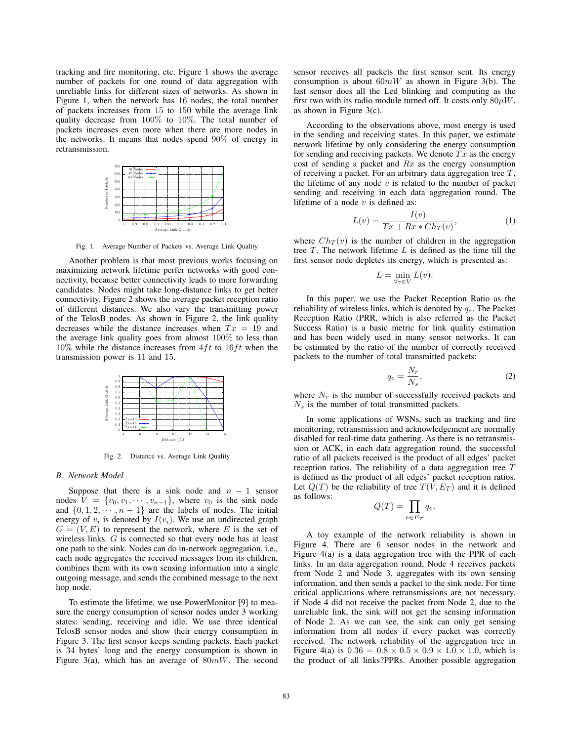tracking and fire monitoring, etc. Figure 1 shows the average number of packets for one round of data aggregation with unreliable links for different sizes of networks. As shown in Figure 1, when the network has 16 nodes, the total number of packets increases from 15 to 150 while the average link quality decrease from 100% to 10%. The total number of packets increases even more when there are more nodes in the networks. It means that nodes spend 90% of energy in retransmission.

Fig. 1. Average Number of Packets vs. Average Link Quality

Another problem is that most previous works focusing on maximizing network lifetime perfer networks with good connectivity, because better connectivity leads to more forwarding candidates. Nodes might take long-distance links to get better connectivity. Figure 2 shows the average packet reception ratio of different distances. We also vary the transmitting power of the TelosB nodes. As shown in Figure 2, the link quality decreases while the distance increases when $Tx = 19$ and the average link quality goes from almost 100% to less than 10% while the distance increases from $4ft$ to $16ft$ when the transmission power is 11 and 15.

Fig. 2. Distance vs. Average Link Quality

### B. Network Model

Suppose that there is a sink node and $n-1$ sensor nodes $V = \{v_0, v_1, \cdots, v_{n-1}\}$, where $v_0$ is the sink node and $\{0, 1, 2, \cdots, n-1\}$ are the labels of nodes. The initial energy of $v_i$ is denoted by $I(v_i)$. We use an undirected graph $G = (V, E)$ to represent the network, where $E$ is the set of wireless links. $G$ is connected so that every node has at least one path to the sink. Nodes can do in-network aggregation, i.e., each node aggregates the received messages from its children, combines them with its own sensing information into a single outgoing message, and sends the combined message to the next hop node.

To estimate the lifetime, we use PowerMonitor [9] to measure the energy consumption of sensor nodes under 3 working states: sending, receiving and idle. We use three identical TelosB sensor nodes and show their energy consumption in Figure 3. The first sensor keeps sending packets. Each packet is 34 bytes' long and the energy consumption is shown in Figure 3(a), which has an average of $80mW$. The second sensor receives all packets the first sensor sent. Its energy consumption is about $60mW$ as shown in Figure 3(b). The last sensor does all the Led blinking and computing as the first two with its radio module turned off. It costs only $80\mu W$, as shown in Figure 3(c).

According to the observations above, most energy is used in the sending and receiving states. In this paper, we estimate network lifetime by only considering the energy consumption for sending and receiving packets. We denote $Tx$ as the energy cost of sending a packet and $Rx$ as the energy consumption of receiving a packet. For an arbitrary data aggregation tree $T$, the lifetime of any node $v$ is related to the number of packet sending and receiving in each data aggregation round. The lifetime of a node $v$ is defined as:

$$L(v) = \frac{I(v)}{Tx + Rx * Ch_T(v)}, \tag{1}$$

where $Ch_T(v)$ is the number of children in the aggregation tree $T$. The network lifetime $L$ is defined as the time till the first sensor node depletes its energy, which is presented as:

$$L = \min_{\forall v \in V} L(v).$$

In this paper, we use the Packet Reception Ratio as the reliability of wireless links, which is denoted by $q_e$. The Packet Reception Ratio (PRR, which is also referred as the Packet Success Ratio) is a basic metric for link quality estimation and has been widely used in many sensor networks. It can be estimated by the ratio of the number of correctly received packets to the number of total transmitted packets:

$$q_e = \frac{N_r}{N_s}, \tag{2}$$

where $N_r$ is the number of successfully received packets and $N_s$ is the number of total transmitted packets.

In some applications of WSNs, such as tracking and fire monitoring, retransmission and acknowledgement are normally disabled for real-time data gathering. As there is no retransmission or ACK, in each data aggregation round, the successful ratio of all packets received is the product of all edges' packet reception ratios. The reliability of a data aggregation tree $T$ is defined as the product of all edges' packet reception ratios. Let $Q(T)$ be the reliability of tree $T(V, E_T)$ and it is defined as follows:

$$Q(T) = \prod_{e \in E_T} q_e.$$

A toy example of the network reliability is shown in Figure 4. There are 6 sensor nodes in the network and Figure 4(a) is a data aggregation tree with the PPR of each links. In an data aggregation round, Node 4 receives packets from Node 2 and Node 3, aggregates with its own sensing information, and then sends a packet to the sink node. For time critical applications where retransmissions are not necessary, if Node 4 did not receive the packet from Node 2, due to the unreliable link, the sink will not get the sensing information of Node 2. As we can see, the sink can only get sensing information from all nodes if every packet was correctly received. The network reliability of the aggregation tree in Figure 4(a) is $0.36 = 0.8 \times 0.5 \times 0.9 \times 1.0 \times 1.0$, which is the product of all links?PPRs. Another possible aggregation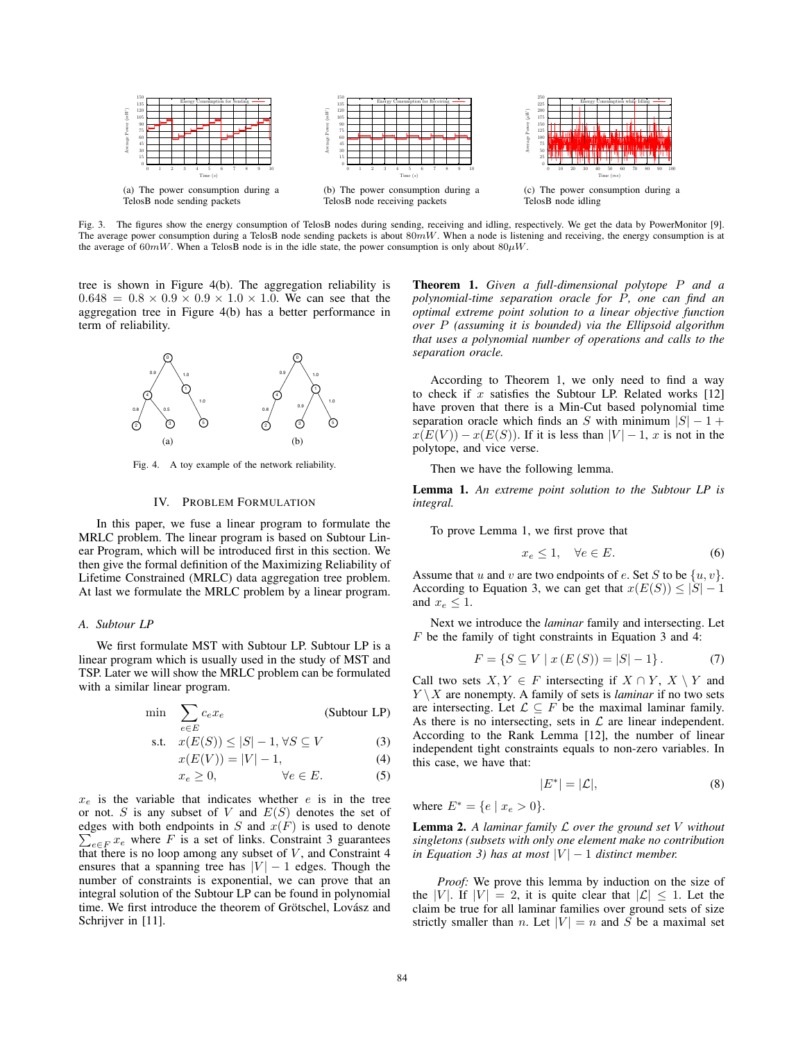(a) The power consumption during a TelosB node sending packets

(b) The power consumption during a TelosB node receiving packets

(c) The power consumption during a TelosB node idling

Fig. 3. The figures show the energy consumption of TelosB nodes during sending, receiving and idling, respectively. We get the data by PowerMonitor [9]. The average power consumption during a TelosB node sending packets is about $80mW$. When a node is listening and receiving, the energy consumption is at the average of $60mW$. When a TelosB node is in the idle state, the power consumption is only about $80\mu W$.

tree is shown in Figure 4(b). The aggregation reliability is $0.648 = 0.8 \times 0.9 \times 0.9 \times 1.0 \times 1.0$. We can see that the aggregation tree in Figure 4(b) has a better performance in term of reliability.

Fig. 4. A toy example of the network reliability.

## IV. Problem Formulation

In this paper, we fuse a linear program to formulate the MRLC problem. The linear program is based on Subtour Linear Program, which will be introduced first in this section. We then give the formal definition of the Maximizing Reliability of Lifetime Constrained (MRLC) data aggregation tree problem. At last we formulate the MRLC problem by a linear program.

### A. Subtour LP

We first formulate MST with Subtour LP. Subtour LP is a linear program which is usually used in the study of MST and TSP. Later we will show the MRLC problem can be formulated with a similar linear program.

$$\min \quad \sum_{e \in E} c_e x_e \qquad \text{(Subtour LP)}$$

$$\text{s.t.} \quad x(E(S)) \leq |S| - 1, \forall S \subseteq V \qquad (3)$$

$$x(E(V)) = |V| - 1, \qquad (4)$$

$$x_e \geq 0, \qquad \forall e \in E. \qquad (5)$$

$x_e$ is the variable that indicates whether $e$ is in the tree or not. $S$ is any subset of $V$ and $E(S)$ denotes the set of edges with both endpoints in $S$ and $x(F)$ is used to denote $\sum_{e \in F} x_e$ where $F$ is a set of links. Constraint 3 guarantees that there is no loop among any subset of $V$, and Constraint 4 ensures that a spanning tree has $|V| - 1$ edges. Though the number of constraints is exponential, we can prove that an integral solution of the Subtour LP can be found in polynomial time. We first introduce the theorem of Grötschel, Lovász and Schrijver in [11].

**Theorem 1.** *Given a full-dimensional polytope $P$ and a polynomial-time separation oracle for $P$, one can find an optimal extreme point solution to a linear objective function over $P$ (assuming it is bounded) via the Ellipsoid algorithm that uses a polynomial number of operations and calls to the separation oracle.*

According to Theorem 1, we only need to find a way to check if $x$ satisfies the Subtour LP. Related works [12] have proven that there is a Min-Cut based polynomial time separation oracle which finds an $S$ with minimum $|S| - 1 + x(E(V)) - x(E(S))$. If it is less than $|V| - 1$, $x$ is not in the polytope, and vice verse.

Then we have the following lemma.

**Lemma 1.** *An extreme point solution to the Subtour LP is integral.*

To prove Lemma 1, we first prove that

$$x_e \leq 1, \quad \forall e \in E. \qquad (6)$$

Assume that $u$ and $v$ are two endpoints of $e$. Set $S$ to be $\{u, v\}$. According to Equation 3, we can get that $x(E(S)) \leq |S| - 1$ and $x_e \leq 1$.

Next we introduce the *laminar* family and intersecting. Let $F$ be the family of tight constraints in Equation 3 and 4:

$$F = \{S \subseteq V \mid x(E(S)) = |S| - 1\}. \qquad (7)$$

Call two sets $X, Y \in F$ intersecting if $X \cap Y$, $X \setminus Y$ and $Y \setminus X$ are nonempty. A family of sets is *laminar* if no two sets are intersecting. Let $\mathcal{L} \subseteq F$ be the maximal laminar family. As there is no intersecting, sets in $\mathcal{L}$ are linear independent. According to the Rank Lemma [12], the number of linear independent tight constraints equals to non-zero variables. In this case, we have that:

$$|E^*| = |\mathcal{L}|, \qquad (8)$$

where $E^* = \{e \mid x_e > 0\}$.

**Lemma 2.** *A laminar family $\mathcal{L}$ over the ground set $V$ without singletons (subsets with only one element make no contribution in Equation 3) has at most $|V| - 1$ distinct member.*

*Proof:* We prove this lemma by induction on the size of the $|V|$. If $|V| = 2$, it is quite clear that $|\mathcal{L}| \leq 1$. Let the claim be true for all laminar families over ground sets of size strictly smaller than $n$. Let $|V| = n$ and $S$ be a maximal set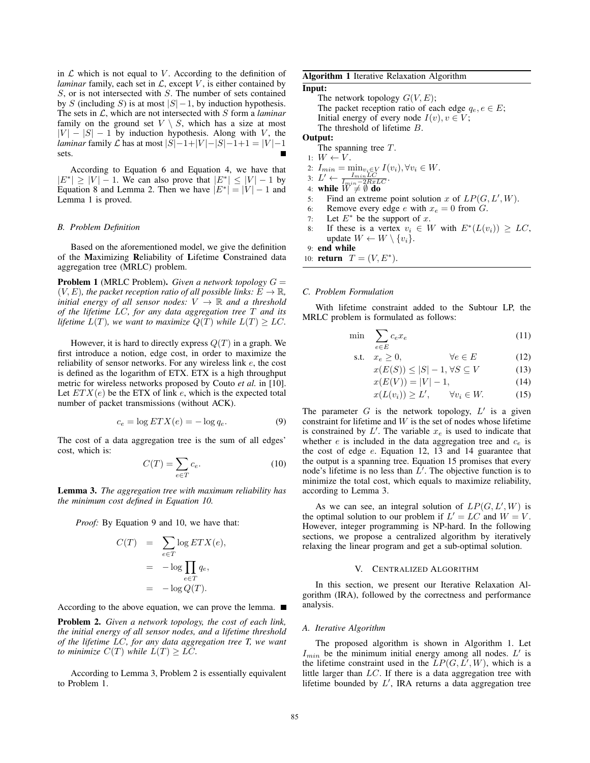in $\mathcal{L}$ which is not equal to $V$. According to the definition of *laminar* family, each set in $\mathcal{L}$, except $V$, is either contained by $S$, or is not intersected with $S$. The number of sets contained by $S$ (including $S$) is at most $|S|-1$, by induction hypothesis. The sets in $\mathcal{L}$, which are not intersected with $S$ form a *laminar* family on the ground set $V \setminus S$, which has a size at most $|V| - |S| - 1$ by induction hypothesis. Along with $V$, the *laminar* family $\mathcal{L}$ has at most $|S|-1+|V|-|S|-1+1 = |V|-1$ sets. ■

According to Equation 6 and Equation 4, we have that $|E^*| \geq |V| - 1$. We can also prove that $|E^*| \leq |V| - 1$ by Equation 8 and Lemma 2. Then we have $|E^*| = |V| - 1$ and Lemma 1 is proved.

### B. Problem Definition

Based on the aforementioned model, we give the definition of the **M**aximizing **R**eliability of **L**ifetime **C**onstrained data aggregation tree (MRLC) problem.

**Problem 1** (MRLC Problem). *Given a network topology $G = (V, E)$, the packet reception ratio of all possible links: $E \to \mathbb{R}$, initial energy of all sensor nodes: $V \to \mathbb{R}$ and a threshold of the lifetime $LC$, for any data aggregation tree $T$ and its lifetime $L(T)$, we want to maximize $Q(T)$ while $L(T) \geq LC$.*

However, it is hard to directly express $Q(T)$ in a graph. We first introduce a notion, edge cost, in order to maximize the reliability of sensor networks. For any wireless link $e$, the cost is defined as the logarithm of ETX. ETX is a high throughput metric for wireless networks proposed by Couto *et al.* in [10]. Let $ETX(e)$ be the ETX of link $e$, which is the expected total number of packet transmissions (without ACK).

$$c_e = \log ETX(e) = -\log q_e. \tag{9}$$

The cost of a data aggregation tree is the sum of all edges' cost, which is:

$$C(T) = \sum_{e \in T} c_e. \tag{10}$$

**Lemma 3.** *The aggregation tree with maximum reliability has the minimum cost defined in Equation 10.*

*Proof:* By Equation 9 and 10, we have that:

$$\begin{aligned} C(T) &= \sum_{e \in T} \log ETX(e), \\ &= -\log \prod_{e \in T} q_e, \\ &= -\log Q(T). \end{aligned}$$

According to the above equation, we can prove the lemma. ■

**Problem 2.** *Given a network topology, the cost of each link, the initial energy of all sensor nodes, and a lifetime threshold of the lifetime $LC$, for any data aggregation tree T, we want to minimize $C(T)$ while $L(T) \geq LC$.*

According to Lemma 3, Problem 2 is essentially equivalent to Problem 1.

**Algorithm 1** Iterative Relaxation Algorithm

**Input:**
The network topology $G(V, E)$;
The packet reception ratio of each edge $q_e, e \in E$;
Initial energy of every node $I(v), v \in V$;
The threshold of lifetime $B$.

**Output:**
The spanning tree $T$.

```
1: W ← V.
2: I_min = min_{v_i∈V} I(v_i), ∀v_i ∈ W.
3: L' ← I_min LC / (I_min − 2RxLC).
4: while W ≠ ∅ do
5:    Find an extreme point solution x of LP(G, L', W).
6:    Remove every edge e with x_e = 0 from G.
7:    Let E* be the support of x.
8:    If these is a vertex v_i ∈ W with E*(L(v_i)) ≥ LC,
      update W ← W \ {v_i}.
9: end while
10: return T = (V, E*).
```

### C. Problem Formulation

With lifetime constraint added to the Subtour LP, the MRLC problem is formulated as follows:

$$\min \quad \sum_{e \in E} c_e x_e \tag{11}$$

$$\text{s.t.} \quad x_e \geq 0, \qquad \forall e \in E \tag{12}$$

$$x(E(S)) \leq |S| - 1, \forall S \subseteq V \tag{13}$$

$$x(E(V)) = |V| - 1, \tag{14}$$

$$x(L(v_i)) \geq L', \qquad \forall v_i \in W. \tag{15}$$

The parameter $G$ is the network topology, $L'$ is a given constraint for lifetime and $W$ is the set of nodes whose lifetime is constrained by $L'$. The variable $x_e$ is used to indicate that whether $e$ is included in the data aggregation tree and $c_e$ is the cost of edge $e$. Equation 12, 13 and 14 guarantee that the output is a spanning tree. Equation 15 promises that every node's lifetime is no less than $L'$. The objective function is to minimize the total cost, which equals to maximize reliability, according to Lemma 3.

As we can see, an integral solution of $LP(G, L', W)$ is the optimal solution to our problem if $L' = LC$ and $W = V$. However, integer programming is NP-hard. In the following sections, we propose a centralized algorithm by iteratively relaxing the linear program and get a sub-optimal solution.

## V. Centralized Algorithm

In this section, we present our Iterative Relaxation Algorithm (IRA), followed by the correctness and performance analysis.

### A. Iterative Algorithm

The proposed algorithm is shown in Algorithm 1. Let $I_{min}$ be the minimum initial energy among all nodes. $L'$ is the lifetime constraint used in the $LP(G, L', W)$, which is a little larger than $LC$. If there is a data aggregation tree with lifetime bounded by $L'$, IRA returns a data aggregation tree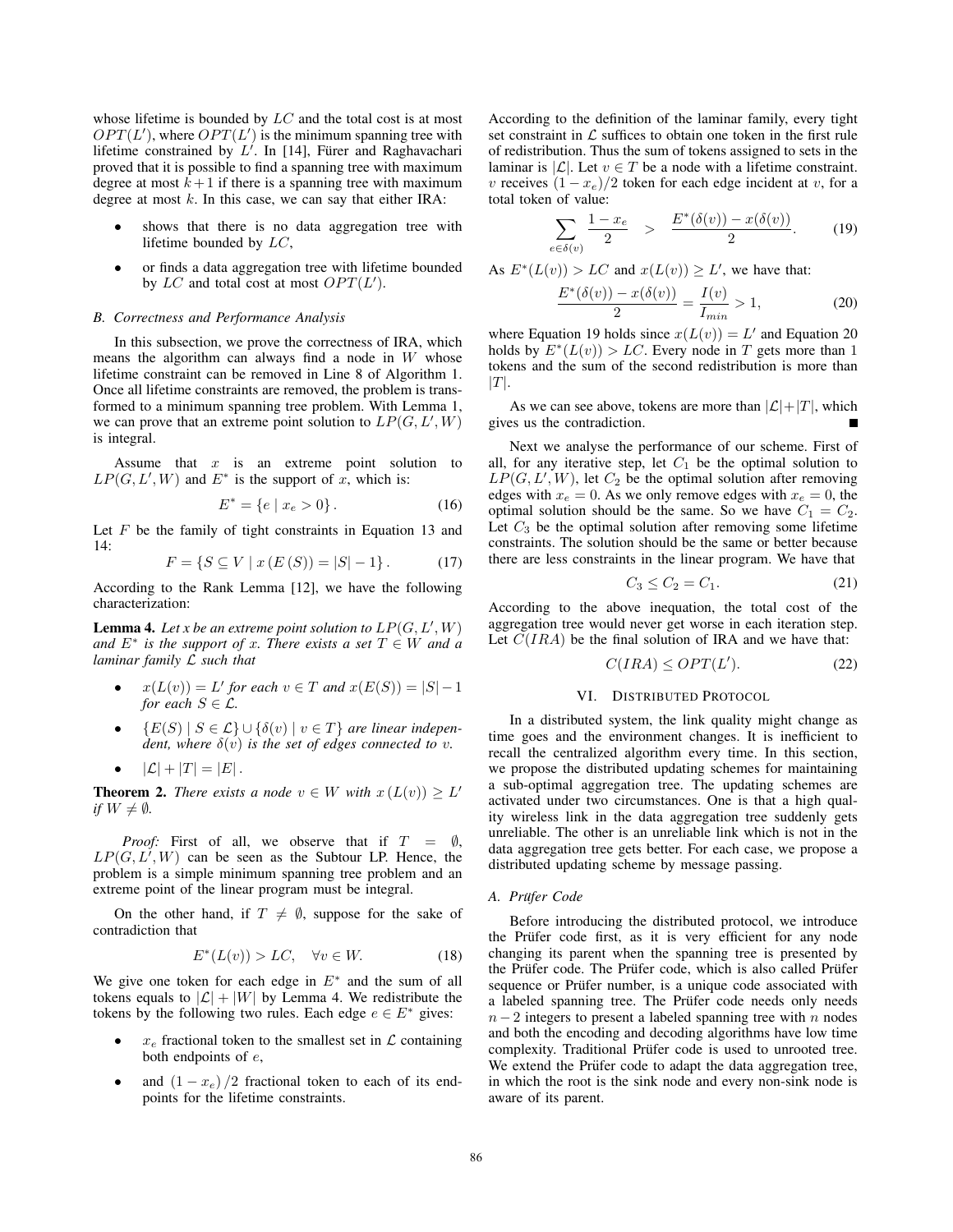whose lifetime is bounded by $LC$ and the total cost is at most $OPT(L')$, where $OPT(L')$ is the minimum spanning tree with lifetime constrained by $L'$. In [14], Fürer and Raghavachari proved that it is possible to find a spanning tree with maximum degree at most $k+1$ if there is a spanning tree with maximum degree at most $k$. In this case, we can say that either IRA:

- shows that there is no data aggregation tree with lifetime bounded by $LC$,
- or finds a data aggregation tree with lifetime bounded by $LC$ and total cost at most $OPT(L')$.

### B. Correctness and Performance Analysis

In this subsection, we prove the correctness of IRA, which means the algorithm can always find a node in $W$ whose lifetime constraint can be removed in Line 8 of Algorithm 1. Once all lifetime constraints are removed, the problem is transformed to a minimum spanning tree problem. With Lemma 1, we can prove that an extreme point solution to $LP(G, L', W)$ is integral.

Assume that $x$ is an extreme point solution to $LP(G, L', W)$ and $E^*$ is the support of $x$, which is:

$$E^* = \{e \mid x_e > 0\}. \quad (16)$$

Let $F$ be the family of tight constraints in Equation 13 and 14:

$$F = \{S \subseteq V \mid x(E(S)) = |S| - 1\}. \quad (17)$$

According to the Rank Lemma [12], we have the following characterization:

**Lemma 4.** *Let x be an extreme point solution to $LP(G, L', W)$ and $E^*$ is the support of x. There exists a set $T \in W$ and a laminar family $\mathcal{L}$ such that*

- *$x(L(v)) = L'$ for each $v \in T$ and $x(E(S)) = |S| - 1$ for each $S \in \mathcal{L}$.*
- *$\{E(S) \mid S \in \mathcal{L}\} \cup \{\delta(v) \mid v \in T\}$ are linear independent, where $\delta(v)$ is the set of edges connected to $v$.*
- *$|\mathcal{L}| + |T| = |E|$.*

**Theorem 2.** *There exists a node $v \in W$ with $x(L(v)) \geq L'$ if $W \neq \emptyset$.*

*Proof:* First of all, we observe that if $T = \emptyset$, $LP(G, L', W)$ can be seen as the Subtour LP. Hence, the problem is a simple minimum spanning tree problem and an extreme point of the linear program must be integral.

On the other hand, if $T \neq \emptyset$, suppose for the sake of contradiction that

$$E^*(L(v)) > LC, \quad \forall v \in W. \quad (18)$$

We give one token for each edge in $E^*$ and the sum of all tokens equals to $|\mathcal{L}| + |W|$ by Lemma 4. We redistribute the tokens by the following two rules. Each edge $e \in E^*$ gives:

- $x_e$ fractional token to the smallest set in $\mathcal{L}$ containing both endpoints of $e$,
- and $(1 - x_e)/2$ fractional token to each of its endpoints for the lifetime constraints.

According to the definition of the laminar family, every tight set constraint in $\mathcal{L}$ suffices to obtain one token in the first rule of redistribution. Thus the sum of tokens assigned to sets in the laminar is $|\mathcal{L}|$. Let $v \in T$ be a node with a lifetime constraint. $v$ receives $(1 - x_e)/2$ token for each edge incident at $v$, for a total token of value:

$$\sum_{e \in \delta(v)} \frac{1 - x_e}{2} \quad > \quad \frac{E^*(\delta(v)) - x(\delta(v))}{2}. \quad (19)$$

As $E^*(L(v)) > LC$ and $x(L(v)) \geq L'$, we have that:

$$\frac{E^*(\delta(v)) - x(\delta(v))}{2} = \frac{I(v)}{I_{min}} > 1, \quad (20)$$

where Equation 19 holds since $x(L(v)) = L'$ and Equation 20 holds by $E^*(L(v)) > LC$. Every node in $T$ gets more than 1 tokens and the sum of the second redistribution is more than $|T|$.

As we can see above, tokens are more than $|\mathcal{L}| + |T|$, which gives us the contradiction. ■

Next we analyse the performance of our scheme. First of all, for any iterative step, let $C_1$ be the optimal solution to $LP(G, L', W)$, let $C_2$ be the optimal solution after removing edges with $x_e = 0$. As we only remove edges with $x_e = 0$, the optimal solution should be the same. So we have $C_1 = C_2$. Let $C_3$ be the optimal solution after removing some lifetime constraints. The solution should be the same or better because there are less constraints in the linear program. We have that

$$C_3 \leq C_2 = C_1. \quad (21)$$

According to the above inequation, the total cost of the aggregation tree would never get worse in each iteration step. Let $C(IRA)$ be the final solution of IRA and we have that:

$$C(IRA) \leq OPT(L'). \quad (22)$$

## VI. Distributed Protocol

In a distributed system, the link quality might change as time goes and the environment changes. It is inefficient to recall the centralized algorithm every time. In this section, we propose the distributed updating schemes for maintaining a sub-optimal aggregation tree. The updating schemes are activated under two circumstances. One is that a high quality wireless link in the data aggregation tree suddenly gets unreliable. The other is an unreliable link which is not in the data aggregation tree gets better. For each case, we propose a distributed updating scheme by message passing.

### A. Prüfer Code

Before introducing the distributed protocol, we introduce the Prüfer code first, as it is very efficient for any node changing its parent when the spanning tree is presented by the Prüfer code. The Prüfer code, which is also called Prüfer sequence or Prüfer number, is a unique code associated with a labeled spanning tree. The Prüfer code needs only needs $n-2$ integers to present a labeled spanning tree with $n$ nodes and both the encoding and decoding algorithms have low time complexity. Traditional Prüfer code is used to unrooted tree. We extend the Prüfer code to adapt the data aggregation tree, in which the root is the sink node and every non-sink node is aware of its parent.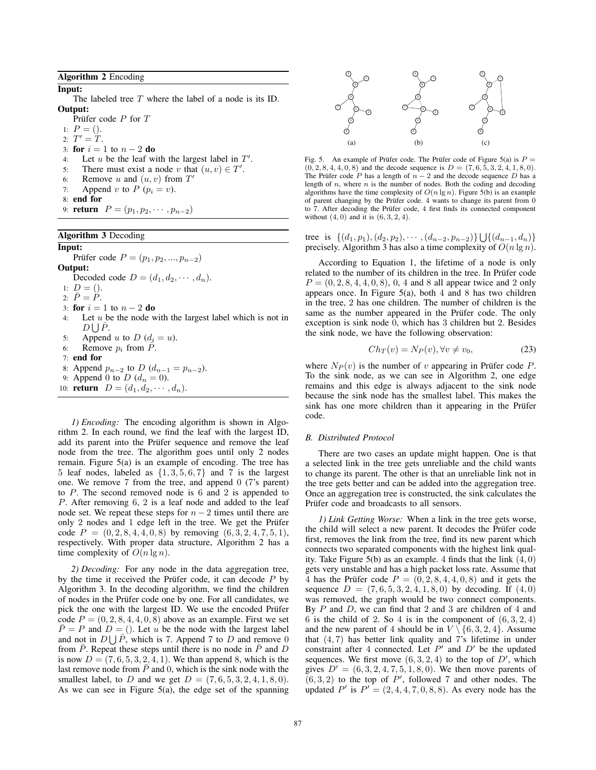**Algorithm 2** Encoding

**Input:**

The labeled tree $T$ where the label of a node is its ID.

**Output:**

Prüfer code $P$ for $T$

```
1: P = ().
2: T' = T.
3: for i = 1 to n − 2 do
4:     Let u be the leaf with the largest label in T'.
5:     There must exist a node v that (u, v) ∈ T'.
6:     Remove u and (u, v) from T'
7:     Append v to P (p_i = v).
8: end for
9: return P = (p_1, p_2, ··· , p_{n−2})
```

**Algorithm 3** Decoding

**Input:**

Prüfer code $P = (p_1, p_2, ..., p_{n-2})$

**Output:**

Decoded code $D = (d_1, d_2, \cdots, d_n)$.

```
1: D = ().
2: P̄ = P.
3: for i = 1 to n − 2 do
4:     Let u be the node with the largest label which is not in D ∪ P̄.
5:     Append u to D (d_i = u).
6:     Remove p_i from P̄.
7: end for
8: Append p_{n−2} to D (d_{n−1} = p_{n−2}).
9: Append 0 to D (d_n = 0).
10: return D = (d_1, d_2, ··· , d_n).
```

*1) Encoding:* The encoding algorithm is shown in Algorithm 2. In each round, we find the leaf with the largest ID, add its parent into the Prüfer sequence and remove the leaf node from the tree. The algorithm goes until only 2 nodes remain. Figure 5(a) is an example of encoding. The tree has 5 leaf nodes, labeled as $\{1, 3, 5, 6, 7\}$ and 7 is the largest one. We remove 7 from the tree, and append 0 (7's parent) to $P$. The second removed node is 6 and 2 is appended to $P$. After removing 6, 2 is a leaf node and added to the leaf node set. We repeat these steps for $n-2$ times until there are only 2 nodes and 1 edge left in the tree. We get the Prüfer code $P = (0, 2, 8, 4, 4, 0, 8)$ by removing $(6, 3, 2, 4, 7, 5, 1)$, respectively. With proper data structure, Algorithm 2 has a time complexity of $O(n \lg n)$.

*2) Decoding:* For any node in the data aggregation tree, by the time it received the Prüfer code, it can decode $P$ by Algorithm 3. In the decoding algorithm, we find the children of nodes in the Prüfer code one by one. For all candidates, we pick the one with the largest ID. We use the encoded Prüfer code $P = (0, 2, 8, 4, 4, 0, 8)$ above as an example. First we set $\bar{P} = P$ and $D = ()$. Let $u$ be the node with the largest label and not in $D \bigcup \bar{P}$, which is 7. Append 7 to $D$ and remove 0 from $\bar{P}$. Repeat these steps until there is no node in $\bar{P}$ and $D$ is now $D = (7, 6, 5, 3, 2, 4, 1)$. We than append 8, which is the last remove node from $\bar{P}$ and 0, which is the sink node with the smallest label, to $D$ and we get $D = (7, 6, 5, 3, 2, 4, 1, 8, 0)$. As we can see in Figure 5(a), the edge set of the spanning tree is $\{(d_1, p_1), (d_2, p_2), \cdots, (d_{n-2}, p_{n-2})\} \bigcup \{(d_{n-1}, d_n)\}$ precisely. Algorithm 3 has also a time complexity of $O(n \lg n)$.

Fig. 5. An example of Prüfer code. The Prüfer code of Figure 5(a) is $P = (0, 2, 8, 4, 4, 0, 8)$ and the decode sequence is $D = (7, 6, 5, 3, 2, 4, 1, 8, 0)$. The Prüfer code $P$ has a length of $n-2$ and the decode sequence $D$ has a length of $n$, where $n$ is the number of nodes. Both the coding and decoding algorithms have the time complexity of $O(n \lg n)$. Figure 5(b) is an example of parent changing by the Prüfer code. 4 wants to change its parent from 0 to 7. After decoding the Prüfer code, 4 first finds its connected component without $(4, 0)$ and it is $(6, 3, 2, 4)$.

According to Equation 1, the lifetime of a node is only related to the number of its children in the tree. In Prüfer code $P = (0, 2, 8, 4, 4, 0, 8)$, 0, 4 and 8 all appear twice and 2 only appears once. In Figure 5(a), both 4 and 8 has two children in the tree, 2 has one children. The number of children is the same as the number appeared in the Prüfer code. The only exception is sink node 0, which has 3 children but 2. Besides the sink node, we have the following observation:

$$Ch_T(v) = N_P(v), \forall v \neq v_0, \tag{23}$$

where $N_P(v)$ is the number of $v$ appearing in Prüfer code $P$. To the sink node, as we can see in Algorithm 2, one edge remains and this edge is always adjacent to the sink node because the sink node has the smallest label. This makes the sink has one more children than it appearing in the Prüfer code.

### B. Distributed Protocol

There are two cases an update might happen. One is that a selected link in the tree gets unreliable and the child wants to change its parent. The other is that an unreliable link not in the tree gets better and can be added into the aggregation tree. Once an aggregation tree is constructed, the sink calculates the Prüfer code and broadcasts to all sensors.

*1) Link Getting Worse:* When a link in the tree gets worse, the child will select a new parent. It decodes the Prüfer code first, removes the link from the tree, find its new parent which connects two separated components with the highest link quality. Take Figure 5(b) as an example. 4 finds that the link $(4, 0)$ gets very unstable and has a high packet loss rate. Assume that 4 has the Prüfer code $P = (0, 2, 8, 4, 4, 0, 8)$ and it gets the sequence $D = (7, 6, 5, 3, 2, 4, 1, 8, 0)$ by decoding. If $(4, 0)$ was removed, the graph would be two connect components. By $P$ and $D$, we can find that 2 and 3 are children of 4 and 6 is the child of 2. So 4 is in the component of $(6, 3, 2, 4)$ and the new parent of 4 should be in $V \setminus \{6, 3, 2, 4\}$. Assume that $(4, 7)$ has better link quality and 7's lifetime in under constraint after 4 connected. Let $P'$ and $D'$ be the updated sequences. We first move $(6, 3, 2, 4)$ to the top of $D'$, which gives $D' = (6, 3, 2, 4, 7, 5, 1, 8, 0)$. We then move parents of $(6, 3, 2)$ to the top of $P'$, followed 7 and other nodes. The updated $P'$ is $P' = (2, 4, 4, 7, 0, 8, 8)$. As every node has the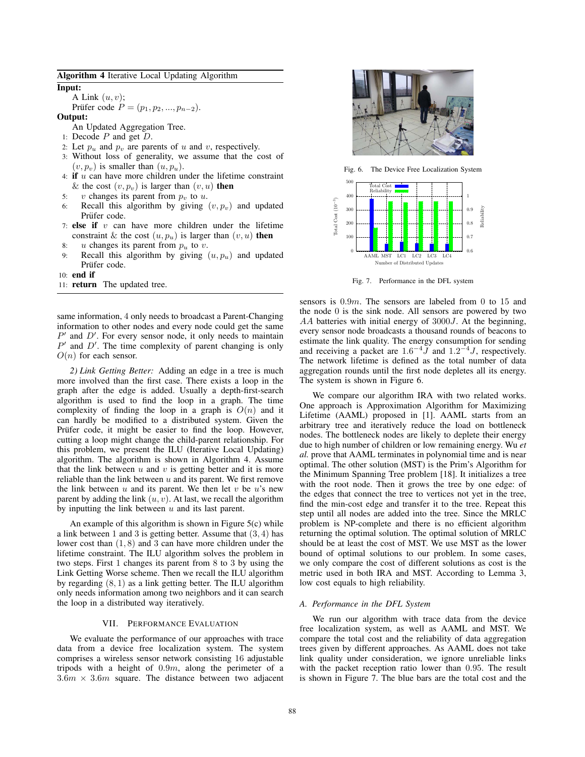**Algorithm 4** Iterative Local Updating Algorithm

**Input:**

A Link $(u, v)$;

Prüfer code $P = (p_1, p_2, ..., p_{n-2})$.

**Output:**

An Updated Aggregation Tree.

1: Decode $P$ and get $D$.
2: Let $p_u$ and $p_v$ are parents of $u$ and $v$, respectively.
3: Without loss of generality, we assume that the cost of $(v, p_v)$ is smaller than $(u, p_u)$.
4: **if** $u$ can have more children under the lifetime constraint & the cost $(v, p_v)$ is larger than $(v, u)$ **then**
5: $v$ changes its parent from $p_v$ to $u$.
6: Recall this algorithm by giving $(v, p_v)$ and updated Prüfer code.
7: **else if** $v$ can have more children under the lifetime constraint & the cost $(u, p_u)$ is larger than $(v, u)$ **then**
8: $u$ changes its parent from $p_u$ to $v$.
9: Recall this algorithm by giving $(u, p_u)$ and updated Prüfer code.
10: **end if**
11: **return** The updated tree.

same information, 4 only needs to broadcast a Parent-Changing information to other nodes and every node could get the same $P'$ and $D'$. For every sensor node, it only needs to maintain $P'$ and $D'$. The time complexity of parent changing is only $O(n)$ for each sensor.

*2) Link Getting Better:* Adding an edge in a tree is much more involved than the first case. There exists a loop in the graph after the edge is added. Usually a depth-first-search algorithm is used to find the loop in a graph. The time complexity of finding the loop in a graph is $O(n)$ and it can hardly be modified to a distributed system. Given the Prüfer code, it might be easier to find the loop. However, cutting a loop might change the child-parent relationship. For this problem, we present the ILU (Iterative Local Updating) algorithm. The algorithm is shown in Algorithm 4. Assume that the link between $u$ and $v$ is getting better and it is more reliable than the link between $u$ and its parent. We first remove the link between $u$ and its parent. We then let $v$ be $u$'s new parent by adding the link $(u, v)$. At last, we recall the algorithm by inputting the link between $u$ and its last parent.

An example of this algorithm is shown in Figure 5(c) while a link between 1 and 3 is getting better. Assume that $(3, 4)$ has lower cost than $(1, 8)$ and 3 can have more children under the lifetime constraint. The ILU algorithm solves the problem in two steps. First 1 changes its parent from 8 to 3 by using the Link Getting Worse scheme. Then we recall the ILU algorithm by regarding $(8, 1)$ as a link getting better. The ILU algorithm only needs information among two neighbors and it can search the loop in a distributed way iteratively.

## VII. Performance Evaluation

We evaluate the performance of our approaches with trace data from a device free localization system. The system comprises a wireless sensor network consisting 16 adjustable tripods with a height of $0.9m$, along the perimeter of a $3.6m \times 3.6m$ square. The distance between two adjacent sensors is $0.9m$. The sensors are labeled from 0 to 15 and the node 0 is the sink node. All sensors are powered by two $AA$ batteries with initial energy of $3000J$. At the beginning, every sensor node broadcasts a thousand rounds of beacons to estimate the link quality. The energy consumption for sending and receiving a packet are $1.6^{-4}J$ and $1.2^{-4}J$, respectively. The network lifetime is defined as the total number of data aggregation rounds until the first node depletes all its energy. The system is shown in Figure 6.

Fig. 6. The Device Free Localization System

Fig. 7. Performance in the DFL system

We compare our algorithm IRA with two related works. One approach is Approximation Algorithm for Maximizing Lifetime (AAML) proposed in [1]. AAML starts from an arbitrary tree and iteratively reduce the load on bottleneck nodes. The bottleneck nodes are likely to deplete their energy due to high number of children or low remaining energy. Wu *et al.* prove that AAML terminates in polynomial time and is near optimal. The other solution (MST) is the Prim's Algorithm for the Minimum Spanning Tree problem [18]. It initializes a tree with the root node. Then it grows the tree by one edge: of the edges that connect the tree to vertices not yet in the tree, find the min-cost edge and transfer it to the tree. Repeat this step until all nodes are added into the tree. Since the MRLC problem is NP-complete and there is no efficient algorithm returning the optimal solution. The optimal solution of MRLC should be at least the cost of MST. We use MST as the lower bound of optimal solutions to our problem. In some cases, we only compare the cost of different solutions as cost is the metric used in both IRA and MST. According to Lemma 3, low cost equals to high reliability.

### A. Performance in the DFL System

We run our algorithm with trace data from the device free localization system, as well as AAML and MST. We compare the total cost and the reliability of data aggregation trees given by different approaches. As AAML does not take link quality under consideration, we ignore unreliable links with the packet reception ratio lower than 0.95. The result is shown in Figure 7. The blue bars are the total cost and the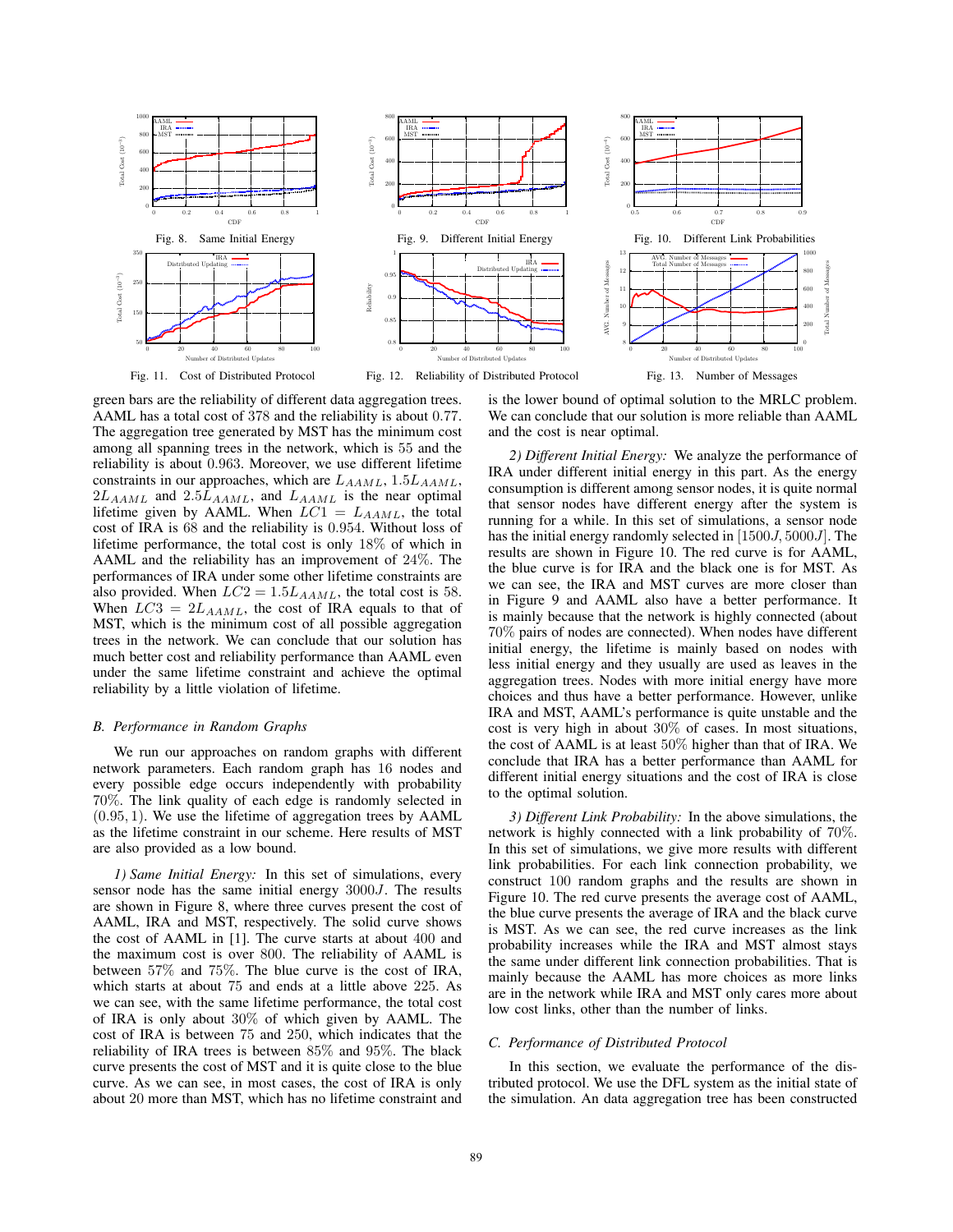Fig. 8. Same Initial Energy

Fig. 9. Different Initial Energy

Fig. 10. Different Link Probabilities

Fig. 11. Cost of Distributed Protocol

Fig. 12. Reliability of Distributed Protocol

Fig. 13. Number of Messages

green bars are the reliability of different data aggregation trees. AAML has a total cost of 378 and the reliability is about 0.77. The aggregation tree generated by MST has the minimum cost among all spanning trees in the network, which is 55 and the reliability is about 0.963. Moreover, we use different lifetime constraints in our approaches, which are $L_{AAML}$, $1.5L_{AAML}$, $2L_{AAML}$ and $2.5L_{AAML}$, and $L_{AAML}$ is the near optimal lifetime given by AAML. When $LC1 = L_{AAML}$, the total cost of IRA is 68 and the reliability is 0.954. Without loss of lifetime performance, the total cost is only 18% of which in AAML and the reliability has an improvement of 24%. The performances of IRA under some other lifetime constraints are also provided. When $LC2 = 1.5L_{AAML}$, the total cost is 58. When $LC3 = 2L_{AAML}$, the cost of IRA equals to that of MST, which is the minimum cost of all possible aggregation trees in the network. We can conclude that our solution has much better cost and reliability performance than AAML even under the same lifetime constraint and achieve the optimal reliability by a little violation of lifetime.

### *B. Performance in Random Graphs*

We run our approaches on random graphs with different network parameters. Each random graph has 16 nodes and every possible edge occurs independently with probability 70%. The link quality of each edge is randomly selected in $(0.95, 1)$. We use the lifetime of aggregation trees by AAML as the lifetime constraint in our scheme. Here results of MST are also provided as a low bound.

*1) Same Initial Energy:* In this set of simulations, every sensor node has the same initial energy $3000J$. The results are shown in Figure 8, where three curves present the cost of AAML, IRA and MST, respectively. The solid curve shows the cost of AAML in [1]. The curve starts at about 400 and the maximum cost is over 800. The reliability of AAML is between 57% and 75%. The blue curve is the cost of IRA, which starts at about 75 and ends at a little above 225. As we can see, with the same lifetime performance, the total cost of IRA is only about 30% of which given by AAML. The cost of IRA is between 75 and 250, which indicates that the reliability of IRA trees is between 85% and 95%. The black curve presents the cost of MST and it is quite close to the blue curve. As we can see, in most cases, the cost of IRA is only about 20 more than MST, which has no lifetime constraint and is the lower bound of optimal solution to the MRLC problem. We can conclude that our solution is more reliable than AAML and the cost is near optimal.

*2) Different Initial Energy:* We analyze the performance of IRA under different initial energy in this part. As the energy consumption is different among sensor nodes, it is quite normal that sensor nodes have different energy after the system is running for a while. In this set of simulations, a sensor node has the initial energy randomly selected in $[1500J, 5000J]$. The results are shown in Figure 10. The red curve is for AAML, the blue curve is for IRA and the black one is for MST. As we can see, the IRA and MST curves are more closer than in Figure 9 and AAML also have a better performance. It is mainly because that the network is highly connected (about 70% pairs of nodes are connected). When nodes have different initial energy, the lifetime is mainly based on nodes with less initial energy and they usually are used as leaves in the aggregation trees. Nodes with more initial energy have more choices and thus have a better performance. However, unlike IRA and MST, AAML's performance is quite unstable and the cost is very high in about 30% of cases. In most situations, the cost of AAML is at least 50% higher than that of IRA. We conclude that IRA has a better performance than AAML for different initial energy situations and the cost of IRA is close to the optimal solution.

*3) Different Link Probability:* In the above simulations, the network is highly connected with a link probability of 70%. In this set of simulations, we give more results with different link probabilities. For each link connection probability, we construct 100 random graphs and the results are shown in Figure 10. The red curve presents the average cost of AAML, the blue curve presents the average of IRA and the black curve is MST. As we can see, the red curve increases as the link probability increases while the IRA and MST almost stays the same under different link connection probabilities. That is mainly because the AAML has more choices as more links are in the network while IRA and MST only cares more about low cost links, other than the number of links.

### *C. Performance of Distributed Protocol*

In this section, we evaluate the performance of the distributed protocol. We use the DFL system as the initial state of the simulation. An data aggregation tree has been constructed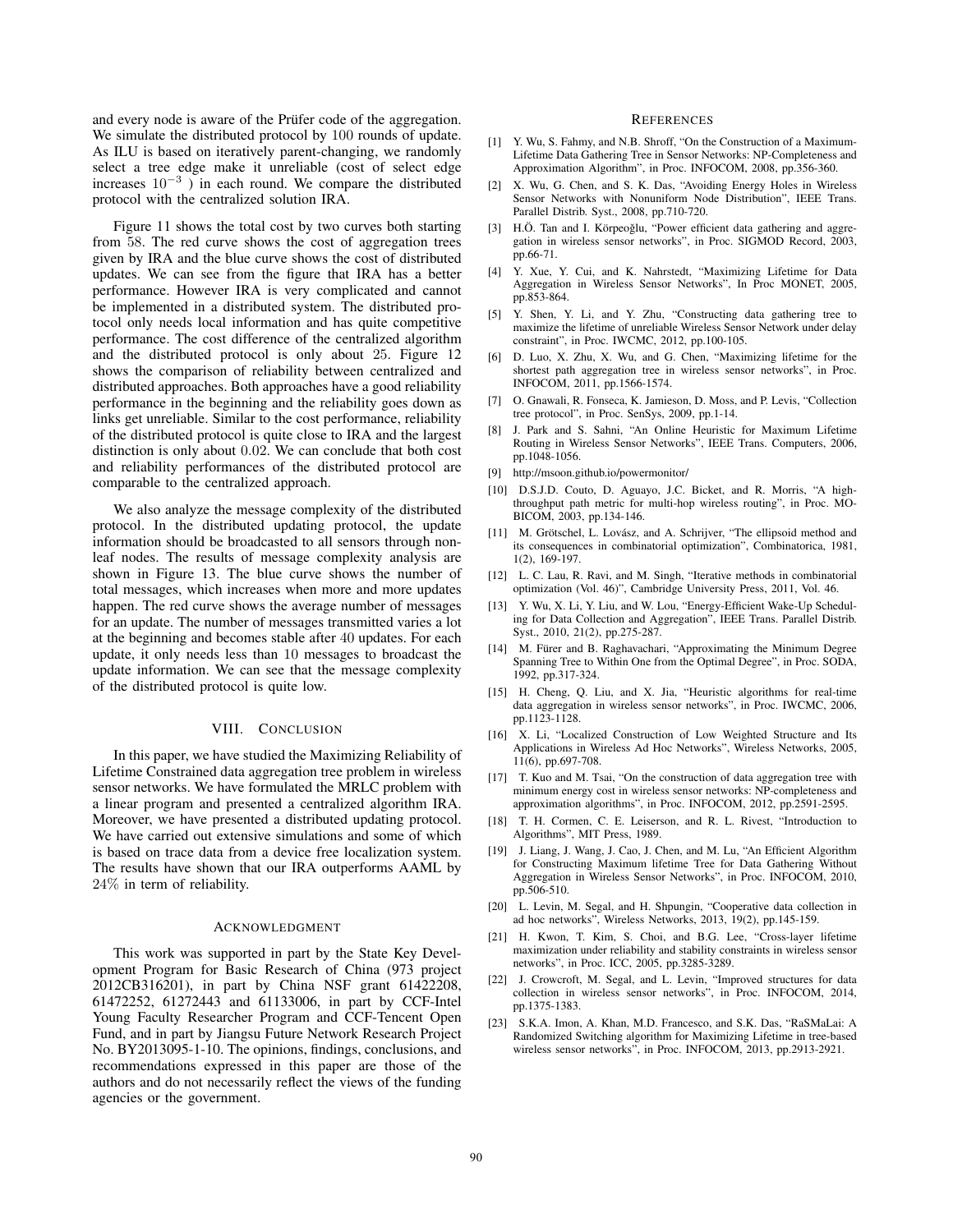and every node is aware of the Prüfer code of the aggregation. We simulate the distributed protocol by $100$ rounds of update. As ILU is based on iteratively parent-changing, we randomly select a tree edge make it unreliable (cost of select edge increases $10^{-3}$ ) in each round. We compare the distributed protocol with the centralized solution IRA.

Figure 11 shows the total cost by two curves both starting from $58$. The red curve shows the cost of aggregation trees given by IRA and the blue curve shows the cost of distributed updates. We can see from the figure that IRA has a better performance. However IRA is very complicated and cannot be implemented in a distributed system. The distributed protocol only needs local information and has quite competitive performance. The cost difference of the centralized algorithm and the distributed protocol is only about $25$. Figure 12 shows the comparison of reliability between centralized and distributed approaches. Both approaches have a good reliability performance in the beginning and the reliability goes down as links get unreliable. Similar to the cost performance, reliability of the distributed protocol is quite close to IRA and the largest distinction is only about $0.02$. We can conclude that both cost and reliability performances of the distributed protocol are comparable to the centralized approach.

We also analyze the message complexity of the distributed protocol. In the distributed updating protocol, the update information should be broadcasted to all sensors through non-leaf nodes. The results of message complexity analysis are shown in Figure 13. The blue curve shows the number of total messages, which increases when more and more updates happen. The red curve shows the average number of messages for an update. The number of messages transmitted varies a lot at the beginning and becomes stable after $40$ updates. For each update, it only needs less than $10$ messages to broadcast the update information. We can see that the message complexity of the distributed protocol is quite low.

## VIII. Conclusion

In this paper, we have studied the Maximizing Reliability of Lifetime Constrained data aggregation tree problem in wireless sensor networks. We have formulated the MRLC problem with a linear program and presented a centralized algorithm IRA. Moreover, we have presented a distributed updating protocol. We have carried out extensive simulations and some of which is based on trace data from a device free localization system. The results have shown that our IRA outperforms AAML by $24\%$ in term of reliability.

## Acknowledgment

This work was supported in part by the State Key Development Program for Basic Research of China (973 project 2012CB316201), in part by China NSF grant 61422208, 61472252, 61272443 and 61133006, in part by CCF-Intel Young Faculty Researcher Program and CCF-Tencent Open Fund, and in part by Jiangsu Future Network Research Project No. BY2013095-1-10. The opinions, findings, conclusions, and recommendations expressed in this paper are those of the authors and do not necessarily reflect the views of the funding agencies or the government.

## References

[1] Y. Wu, S. Fahmy, and N.B. Shroff, "On the Construction of a Maximum-Lifetime Data Gathering Tree in Sensor Networks: NP-Completeness and Approximation Algorithm", in Proc. INFOCOM, 2008, pp.356-360.

[2] X. Wu, G. Chen, and S. K. Das, "Avoiding Energy Holes in Wireless Sensor Networks with Nonuniform Node Distribution", IEEE Trans. Parallel Distrib. Syst., 2008, pp.710-720.

[3] H.Ö. Tan and I. Körpeoğlu, "Power efficient data gathering and aggregation in wireless sensor networks", in Proc. SIGMOD Record, 2003, pp.66-71.

[4] Y. Xue, Y. Cui, and K. Nahrstedt, "Maximizing Lifetime for Data Aggregation in Wireless Sensor Networks", In Proc MONET, 2005, pp.853-864.

[5] Y. Shen, Y. Li, and Y. Zhu, "Constructing data gathering tree to maximize the lifetime of unreliable Wireless Sensor Network under delay constraint", in Proc. IWCMC, 2012, pp.100-105.

[6] D. Luo, X. Zhu, X. Wu, and G. Chen, "Maximizing lifetime for the shortest path aggregation tree in wireless sensor networks", in Proc. INFOCOM, 2011, pp.1566-1574.

[7] O. Gnawali, R. Fonseca, K. Jamieson, D. Moss, and P. Levis, "Collection tree protocol", in Proc. SenSys, 2009, pp.1-14.

[8] J. Park and S. Sahni, "An Online Heuristic for Maximum Lifetime Routing in Wireless Sensor Networks", IEEE Trans. Computers, 2006, pp.1048-1056.

[9] http://msoon.github.io/powermonitor/

[10] D.S.J.D. Couto, D. Aguayo, J.C. Bicket, and R. Morris, "A high-throughput path metric for multi-hop wireless routing", in Proc. MOBICOM, 2003, pp.134-146.

[11] M. Grötschel, L. Lovász, and A. Schrijver, "The ellipsoid method and its consequences in combinatorial optimization", Combinatorica, 1981, 1(2), 169-197.

[12] L. C. Lau, R. Ravi, and M. Singh, "Iterative methods in combinatorial optimization (Vol. 46)", Cambridge University Press, 2011, Vol. 46.

[13] Y. Wu, X. Li, Y. Liu, and W. Lou, "Energy-Efficient Wake-Up Scheduling for Data Collection and Aggregation", IEEE Trans. Parallel Distrib. Syst., 2010, 21(2), pp.275-287.

[14] M. Fürer and B. Raghavachari, "Approximating the Minimum Degree Spanning Tree to Within One from the Optimal Degree", in Proc. SODA, 1992, pp.317-324.

[15] H. Cheng, Q. Liu, and X. Jia, "Heuristic algorithms for real-time data aggregation in wireless sensor networks", in Proc. IWCMC, 2006, pp.1123-1128.

[16] X. Li, "Localized Construction of Low Weighted Structure and Its Applications in Wireless Ad Hoc Networks", Wireless Networks, 2005, 11(6), pp.697-708.

[17] T. Kuo and M. Tsai, "On the construction of data aggregation tree with minimum energy cost in wireless sensor networks: NP-completeness and approximation algorithms", in Proc. INFOCOM, 2012, pp.2591-2595.

[18] T. H. Cormen, C. E. Leiserson, and R. L. Rivest, "Introduction to Algorithms", MIT Press, 1989.

[19] J. Liang, J. Wang, J. Cao, J. Chen, and M. Lu, "An Efficient Algorithm for Constructing Maximum lifetime Tree for Data Gathering Without Aggregation in Wireless Sensor Networks", in Proc. INFOCOM, 2010, pp.506-510.

[20] L. Levin, M. Segal, and H. Shpungin, "Cooperative data collection in ad hoc networks", Wireless Networks, 2013, 19(2), pp.145-159.

[21] H. Kwon, T. Kim, S. Choi, and B.G. Lee, "Cross-layer lifetime maximization under reliability and stability constraints in wireless sensor networks", in Proc. ICC, 2005, pp.3285-3289.

[22] J. Crowcroft, M. Segal, and L. Levin, "Improved structures for data collection in wireless sensor networks", in Proc. INFOCOM, 2014, pp.1375-1383.

[23] S.K.A. Imon, A. Khan, M.D. Francesco, and S.K. Das, "RaSMaLai: A Randomized Switching algorithm for Maximizing Lifetime in tree-based wireless sensor networks", in Proc. INFOCOM, 2013, pp.2913-2921.